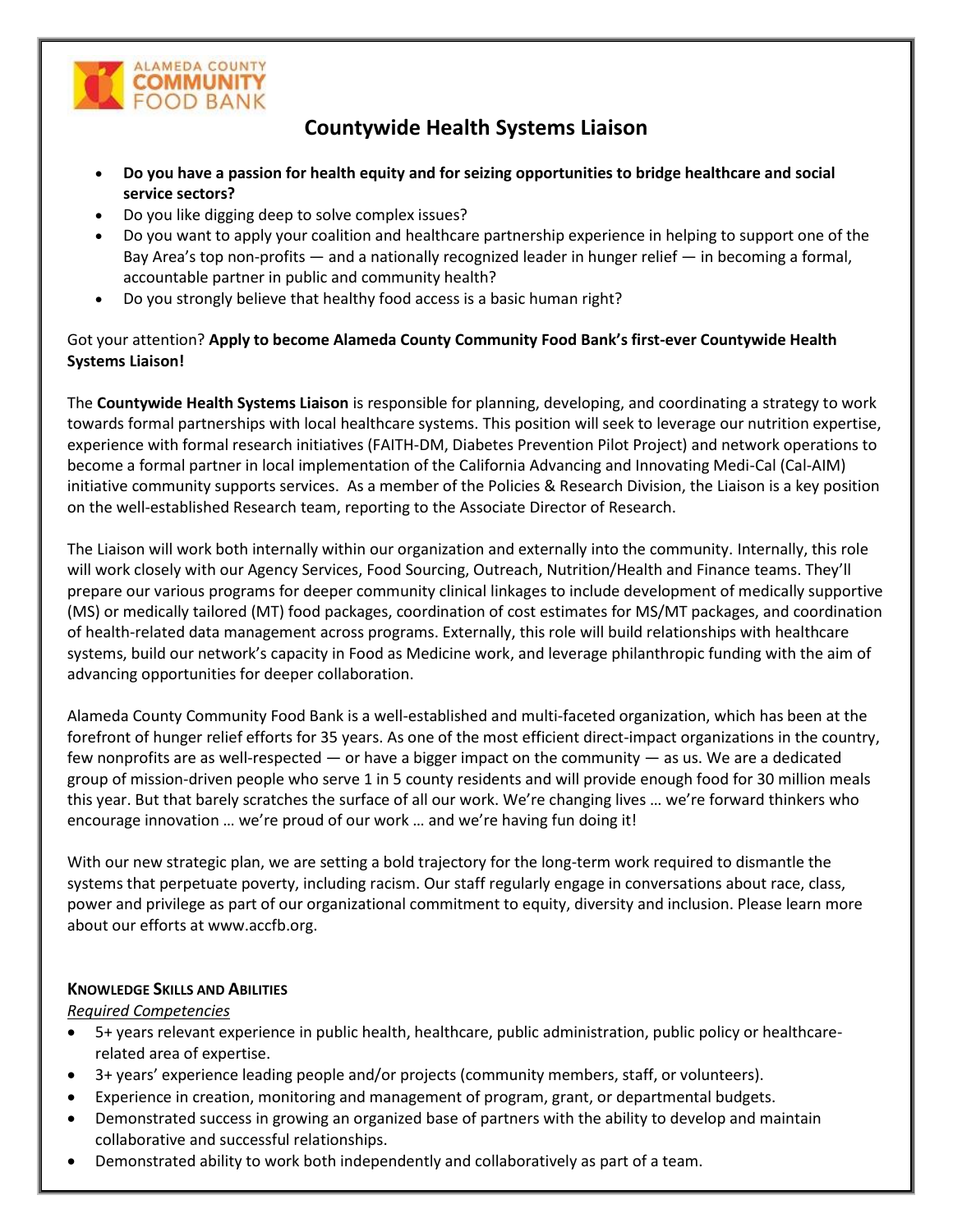# Countywide Health Systems Liaison

- **Do you have a passion for health equity and for seizing opportunities to bridge healthcare and social service sectors?**
- Do you like digging deep to solve complex issues?
- Do you want to apply your coalition and healthcare partnership experience in helping to support one of the Bay Area's top non-profits — and a nationally recognized leader in hunger relief — in becoming a formal, accountable partner in public and community health?
- Do you strongly believe that healthy food access is a basic human right?

Got your attention? **Apply to become Alameda County Community Food Bank's first-ever Countywide Health Systems Liaison!**

The **Countywide Health Systems Liaison** is responsible for planning, developing, and coordinating a strategy to work towards formal partnerships with local healthcare systems. This position will seek to leverage our nutrition expertise, experience with formal research initiatives (FAITH-DM, Diabetes Prevention Pilot Project) and network operations to become a formal partner in local implementation of the California Advancing and Innovating Medi-Cal (Cal-AIM) initiative community supports services. As a member of the Policies & Research Division, the Liaison is a key position on the well-established Research team, reporting to the Associate Director of Research.

The Liaison will work both internally within our organization and externally into the community. Internally, this role will work closely with our Agency Services, Food Sourcing, Outreach, Nutrition/Health and Finance teams. They'll prepare our various programs for deeper community clinical linkages to include development of medically supportive (MS) or medically tailored (MT) food packages, coordination of cost estimates for MS/MT packages, and coordination of health-related data management across programs. Externally, this role will build relationships with healthcare systems, build our network's capacity in Food as Medicine work, and leverage philanthropic funding with the aim of advancing opportunities for deeper collaboration.

Alameda County Community Food Bank is a well-established and multi-faceted organization, which has been at the forefront of hunger relief efforts for 35 years. As one of the most efficient direct-impact organizations in the country, few nonprofits are as well-respected — or have a bigger impact on the community — as us. We are a dedicated group of mission-driven people who serve 1 in 5 county residents and will provide enough food for 30 million meals this year. But that barely scratches the surface of all our work. We're changing lives … we're forward thinkers who encourage innovation … we're proud of our work … and we're having fun doing it!

With our new strategic plan, we are setting a bold trajectory for the long-term work required to dismantle the systems that perpetuate poverty, including racism. Our staff regularly engage in conversations about race, class, power and privilege as part of our organizational commitment to equity, diversity and inclusion. Please learn more about our efforts at www.accfb.org.

## KNOWLEDGE SKILLS AND ABILITIES

*Required Competencies*

- 5+ years relevant experience in public health, healthcare, public administration, public policy or healthcare-related area of expertise.
- 3+ years' experience leading people and/or projects (community members, staff, or volunteers).
- Experience in creation, monitoring and management of program, grant, or departmental budgets.
- Demonstrated success in growing an organized base of partners with the ability to develop and maintain collaborative and successful relationships.
- Demonstrated ability to work both independently and collaboratively as part of a team.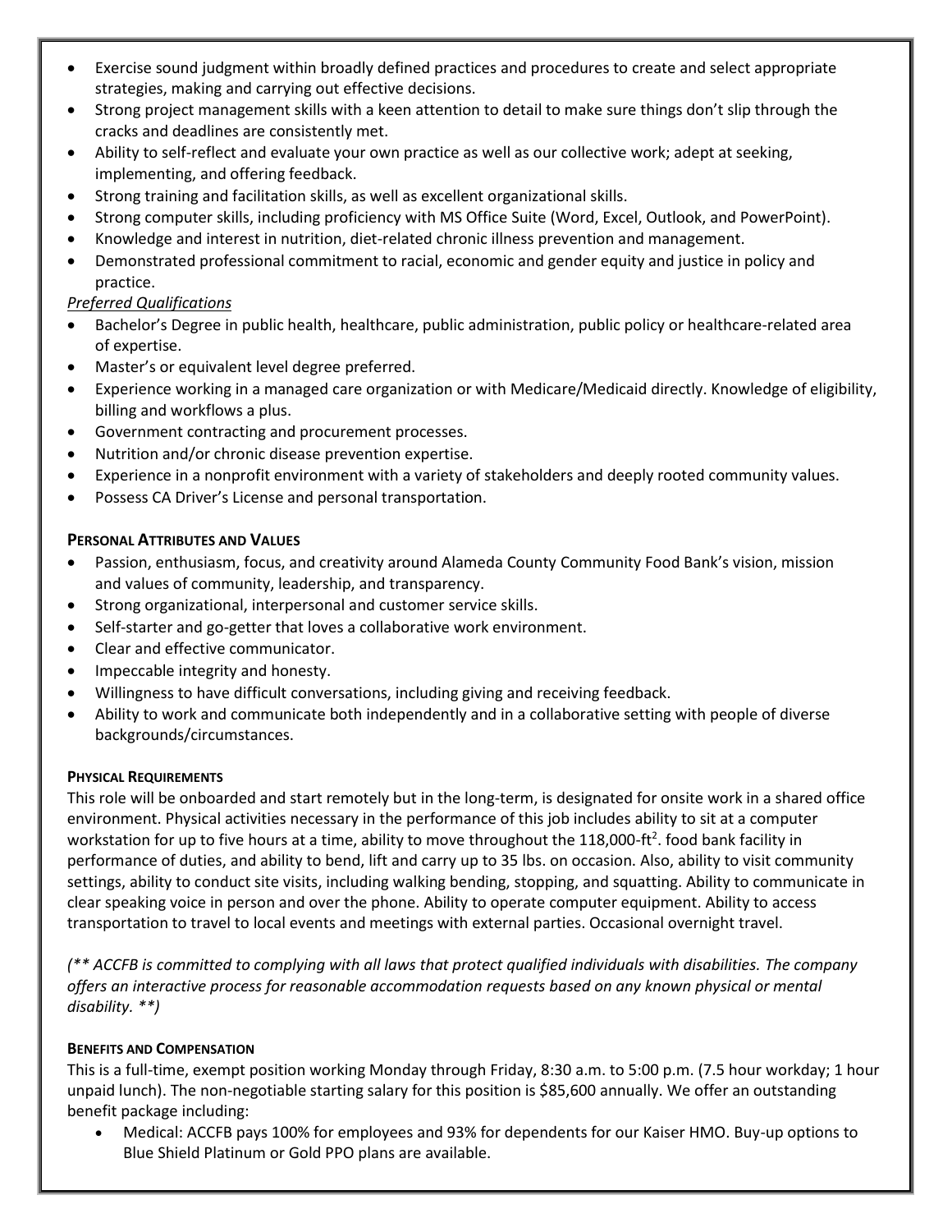- Exercise sound judgment within broadly defined practices and procedures to create and select appropriate strategies, making and carrying out effective decisions.
- Strong project management skills with a keen attention to detail to make sure things don't slip through the cracks and deadlines are consistently met.
- Ability to self-reflect and evaluate your own practice as well as our collective work; adept at seeking, implementing, and offering feedback.
- Strong training and facilitation skills, as well as excellent organizational skills.
- Strong computer skills, including proficiency with MS Office Suite (Word, Excel, Outlook, and PowerPoint).
- Knowledge and interest in nutrition, diet-related chronic illness prevention and management.
- Demonstrated professional commitment to racial, economic and gender equity and justice in policy and practice.

*Preferred Qualifications*

- Bachelor's Degree in public health, healthcare, public administration, public policy or healthcare-related area of expertise.
- Master's or equivalent level degree preferred.
- Experience working in a managed care organization or with Medicare/Medicaid directly. Knowledge of eligibility, billing and workflows a plus.
- Government contracting and procurement processes.
- Nutrition and/or chronic disease prevention expertise.
- Experience in a nonprofit environment with a variety of stakeholders and deeply rooted community values.
- Possess CA Driver's License and personal transportation.

**Personal Attributes and Values**

- Passion, enthusiasm, focus, and creativity around Alameda County Community Food Bank's vision, mission and values of community, leadership, and transparency.
- Strong organizational, interpersonal and customer service skills.
- Self-starter and go-getter that loves a collaborative work environment.
- Clear and effective communicator.
- Impeccable integrity and honesty.
- Willingness to have difficult conversations, including giving and receiving feedback.
- Ability to work and communicate both independently and in a collaborative setting with people of diverse backgrounds/circumstances.

**Physical Requirements**

This role will be onboarded and start remotely but in the long-term, is designated for onsite work in a shared office environment. Physical activities necessary in the performance of this job includes ability to sit at a computer workstation for up to five hours at a time, ability to move throughout the 118,000-ft$^2$. food bank facility in performance of duties, and ability to bend, lift and carry up to 35 lbs. on occasion. Also, ability to visit community settings, ability to conduct site visits, including walking bending, stopping, and squatting. Ability to communicate in clear speaking voice in person and over the phone. Ability to operate computer equipment. Ability to access transportation to travel to local events and meetings with external parties. Occasional overnight travel.

*(\*\* ACCFB is committed to complying with all laws that protect qualified individuals with disabilities. The company offers an interactive process for reasonable accommodation requests based on any known physical or mental disability. \*\*)*

**Benefits and Compensation**

This is a full-time, exempt position working Monday through Friday, 8:30 a.m. to 5:00 p.m. (7.5 hour workday; 1 hour unpaid lunch). The non-negotiable starting salary for this position is $85,600 annually. We offer an outstanding benefit package including:

- Medical: ACCFB pays 100% for employees and 93% for dependents for our Kaiser HMO. Buy-up options to Blue Shield Platinum or Gold PPO plans are available.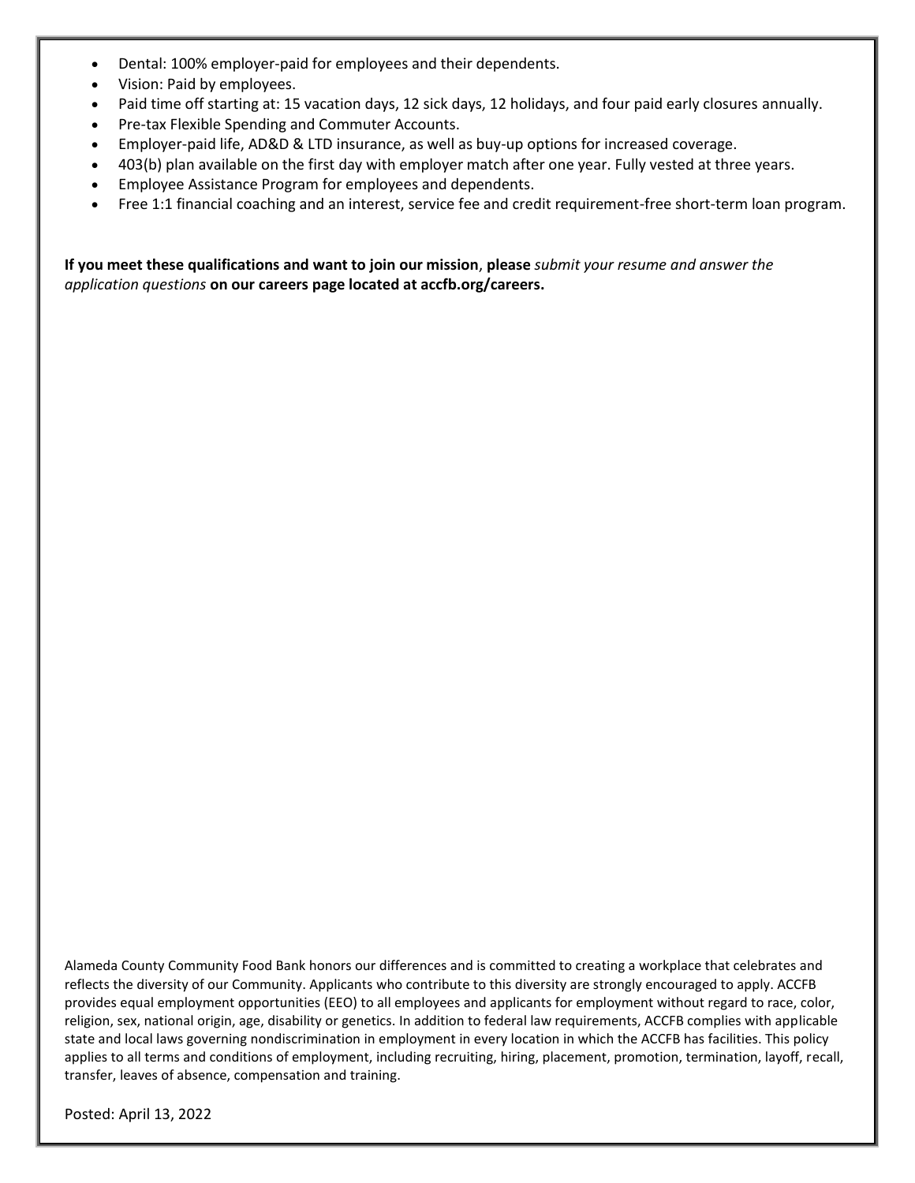- Dental: 100% employer-paid for employees and their dependents.
- Vision: Paid by employees.
- Paid time off starting at: 15 vacation days, 12 sick days, 12 holidays, and four paid early closures annually.
- Pre-tax Flexible Spending and Commuter Accounts.
- Employer-paid life, AD&D & LTD insurance, as well as buy-up options for increased coverage.
- 403(b) plan available on the first day with employer match after one year. Fully vested at three years.
- Employee Assistance Program for employees and dependents.
- Free 1:1 financial coaching and an interest, service fee and credit requirement-free short-term loan program.

**If you meet these qualifications and want to join our mission**, **please** *submit your resume and answer the application questions* **on our careers page located at accfb.org/careers.**

Alameda County Community Food Bank honors our differences and is committed to creating a workplace that celebrates and reflects the diversity of our Community. Applicants who contribute to this diversity are strongly encouraged to apply. ACCFB provides equal employment opportunities (EEO) to all employees and applicants for employment without regard to race, color, religion, sex, national origin, age, disability or genetics. In addition to federal law requirements, ACCFB complies with applicable state and local laws governing nondiscrimination in employment in every location in which the ACCFB has facilities. This policy applies to all terms and conditions of employment, including recruiting, hiring, placement, promotion, termination, layoff, recall, transfer, leaves of absence, compensation and training.

Posted: April 13, 2022